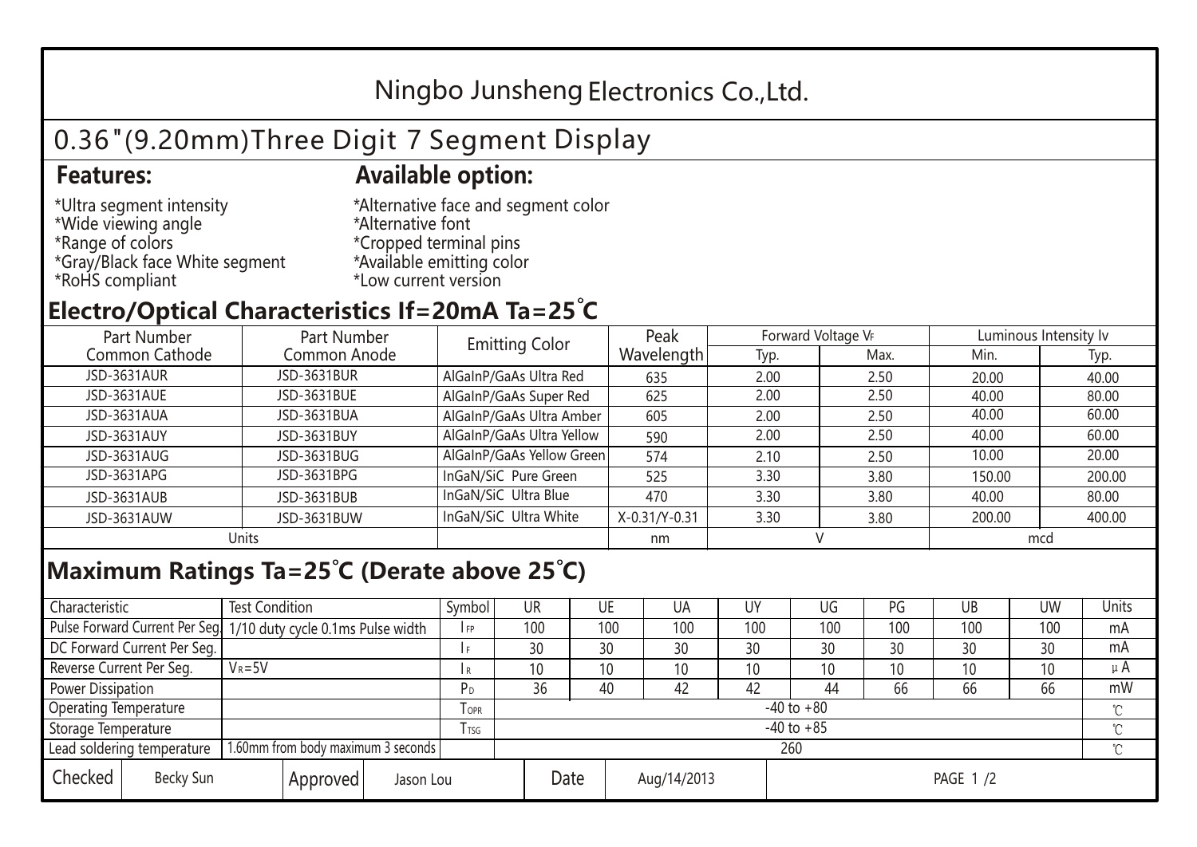# Ningbo Junsheng Electronics Co.,Ltd.

## 0.36"(9.20mm)Three Digit 7 Segment Display

### Features:

*Ultra segment intensity
*Wide viewing angle
*Range of colors
*Gray/Black face White segment
*RoHS compliant

### Available option:

*Alternative face and segment color
*Alternative font
*Cropped terminal pins
*Available emitting color
*Low current version

## Electro/Optical Characteristics If=20mA Ta=25°C

| Part Number Common Cathode | Part Number Common Anode | Emitting Color | Peak Wavelength | Forward Voltage $V_F$ | | Luminous Intensity Iv | |
|---|---|---|---|---|---|---|---|
| | | | | Typ. | Max. | Min. | Typ. |
| JSD-3631AUR | JSD-3631BUR | AlGaInP/GaAs Ultra Red | 635 | 2.00 | 2.50 | 20.00 | 40.00 |
| JSD-3631AUE | JSD-3631BUE | AlGaInP/GaAs Super Red | 625 | 2.00 | 2.50 | 40.00 | 80.00 |
| JSD-3631AUA | JSD-3631BUA | AlGaInP/GaAs Ultra Amber | 605 | 2.00 | 2.50 | 40.00 | 60.00 |
| JSD-3631AUY | JSD-3631BUY | AlGaInP/GaAs Ultra Yellow | 590 | 2.00 | 2.50 | 40.00 | 60.00 |
| JSD-3631AUG | JSD-3631BUG | AlGaInP/GaAs Yellow Green | 574 | 2.10 | 2.50 | 10.00 | 20.00 |
| JSD-3631APG | JSD-3631BPG | InGaN/SiC Pure Green | 525 | 3.30 | 3.80 | 150.00 | 200.00 |
| JSD-3631AUB | JSD-3631BUB | InGaN/SiC Ultra Blue | 470 | 3.30 | 3.80 | 40.00 | 80.00 |
| JSD-3631AUW | JSD-3631BUW | InGaN/SiC Ultra White | X-0.31/Y-0.31 | 3.30 | 3.80 | 200.00 | 400.00 |
| Units | | | nm | V | | mcd | |

## Maximum Ratings Ta=25°C (Derate above 25°C)

| Characteristic | Test Condition | Symbol | UR | UE | UA | UY | UG | PG | UB | UW | Units |
|---|---|---|---|---|---|---|---|---|---|---|---|
| Pulse Forward Current Per Seg. | 1/10 duty cycle 0.1ms Pulse width | $I_{FP}$ | 100 | 100 | 100 | 100 | 100 | 100 | 100 | 100 | mA |
| DC Forward Current Per Seg. | | $I_F$ | 30 | 30 | 30 | 30 | 30 | 30 | 30 | 30 | mA |
| Reverse Current Per Seg. | $V_R$=5V | $I_R$ | 10 | 10 | 10 | 10 | 10 | 10 | 10 | 10 | μA |
| Power Dissipation | | $P_D$ | 36 | 40 | 42 | 42 | 44 | 66 | 66 | 66 | mW |
| Operating Temperature | | $T_{OPR}$ | -40 to +80 | | | | | | | | ℃ |
| Storage Temperature | | $T_{TSG}$ | -40 to +85 | | | | | | | | ℃ |
| Lead soldering temperature | 1.60mm from body maximum 3 seconds | | 260 | | | | | | | | ℃ |

| Checked | Becky Sun | Approved | Jason Lou | Date | Aug/14/2013 |
|---|---|---|---|---|---|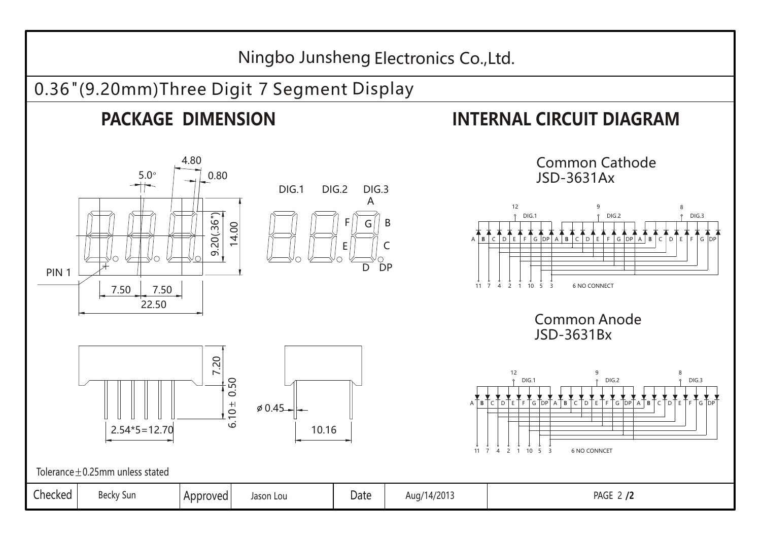Ningbo Junsheng Electronics Co.,Ltd.

## 0.36"(9.20mm)Three Digit 7 Segment Display

## PACKAGE DIMENSION

4.80
5.0°
0.80
9.20(.36")
14.00
PIN 1
7.50
7.50
22.50

DIG.1 DIG.2 DIG.3
A
F G B
E C
D DP

7.20
6.10± 0.50
2.54*5=12.70
ø 0.45
10.16

Tolerance ± 0.25mm unless stated

## INTERNAL CIRCUIT DIAGRAM

Common Cathode
JSD-3631Ax

12 DIG.1
9 DIG.2
8 DIG.3
A B C D E F G DP A B C D E F G DP A B C D E F G DP
11 7 4 2 1 10 5 3
6 NO CONNECT

Common Anode
JSD-3631Bx

12 DIG.1
9 DIG.2
8 DIG.3
A B C D E F G DP A B C D E F G DP A B C D E F G DP
11 7 4 2 1 10 5 3
6 NO CONNCET

| Checked | Becky Sun | Approved | Jason Lou | Date | Aug/14/2013 |
|---|---|---|---|---|---|